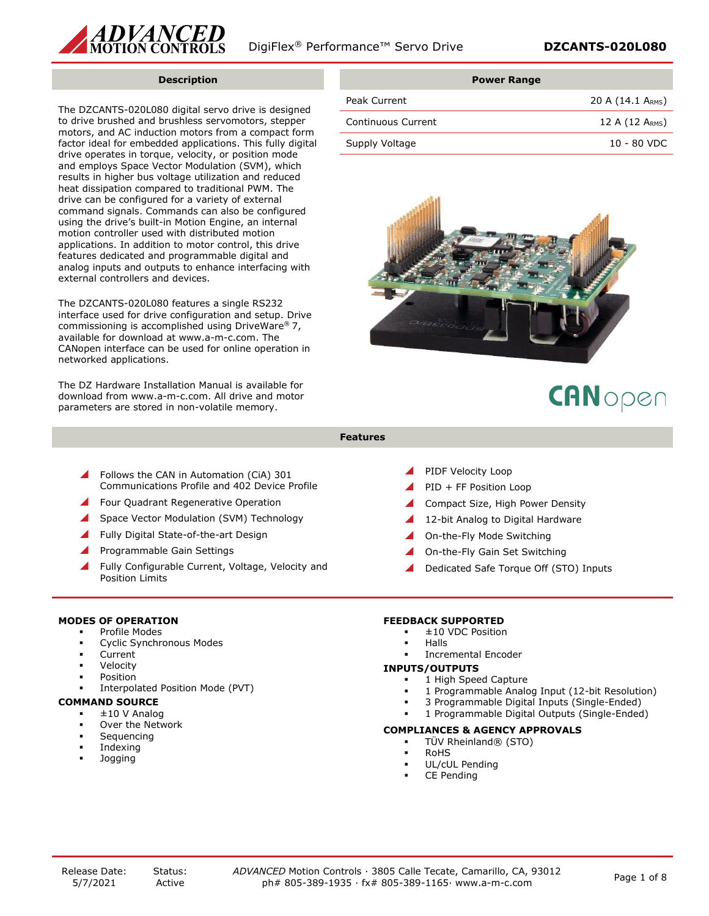# DigiFlex® Performance™ Servo Drive

# DZCANTS-020L080

## Description

The DZCANTS-020L080 digital servo drive is designed to drive brushed and brushless servomotors, stepper motors, and AC induction motors from a compact form factor ideal for embedded applications. This fully digital drive operates in torque, velocity, or position mode and employs Space Vector Modulation (SVM), which results in higher bus voltage utilization and reduced heat dissipation compared to traditional PWM. The drive can be configured for a variety of external command signals. Commands can also be configured using the drive's built-in Motion Engine, an internal motion controller used with distributed motion applications. In addition to motor control, this drive features dedicated and programmable digital and analog inputs and outputs to enhance interfacing with external controllers and devices.

The DZCANTS-020L080 features a single RS232 interface used for drive configuration and setup. Drive commissioning is accomplished using DriveWare® 7, available for download at www.a-m-c.com. The CANopen interface can be used for online operation in networked applications.

The DZ Hardware Installation Manual is available for download from www.a-m-c.com. All drive and motor parameters are stored in non-volatile memory.

## Power Range

| Power Range | |
|---|---|
| Peak Current | 20 A (14.1 $A_{RMS}$) |
| Continuous Current | 12 A (12 $A_{RMS}$) |
| Supply Voltage | 10 - 80 VDC |

CANopen

## Features

- Follows the CAN in Automation (CiA) 301 Communications Profile and 402 Device Profile
- Four Quadrant Regenerative Operation
- Space Vector Modulation (SVM) Technology
- Fully Digital State-of-the-art Design
- Programmable Gain Settings
- Fully Configurable Current, Voltage, Velocity and Position Limits
- PIDF Velocity Loop
- PID + FF Position Loop
- Compact Size, High Power Density
- 12-bit Analog to Digital Hardware
- On-the-Fly Mode Switching
- On-the-Fly Gain Set Switching
- Dedicated Safe Torque Off (STO) Inputs

### MODES OF OPERATION

- Profile Modes
- Cyclic Synchronous Modes
- Current
- Velocity
- Position
- Interpolated Position Mode (PVT)

### COMMAND SOURCE

- ±10 V Analog
- Over the Network
- Sequencing
- Indexing
- Jogging

### FEEDBACK SUPPORTED

- ±10 VDC Position
- Halls
- Incremental Encoder

### INPUTS/OUTPUTS

- 1 High Speed Capture
- 1 Programmable Analog Input (12-bit Resolution)
- 3 Programmable Digital Inputs (Single-Ended)
- 1 Programmable Digital Outputs (Single-Ended)

### COMPLIANCES & AGENCY APPROVALS

- TÜV Rheinland® (STO)
- RoHS
- UL/cUL Pending
- CE Pending

Release Date: 5/7/2021 | Status: Active

*ADVANCED* Motion Controls · 3805 Calle Tecate, Camarillo, CA, 93012
ph# 805-389-1935 · fx# 805-389-1165· www.a-m-c.com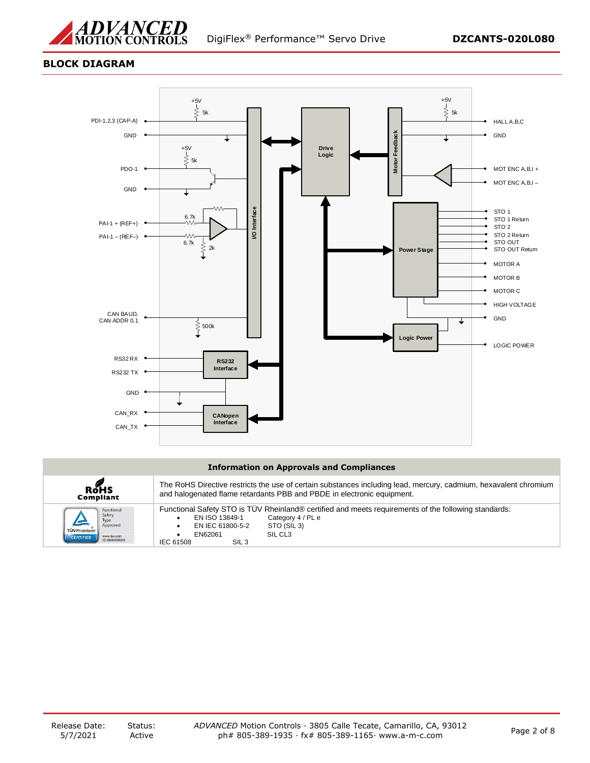## BLOCK DIAGRAM

PDI-1,2,3 (CAP-A)
GND
PDO-1
GND
PAI-1 + (REF+)
PAI-1 – (REF–)
CAN BAUD, CAN ADDR 0,1
RS32 RX
RS232 TX
GND
CAN_RX
CAN_TX

+5V 5k
+5V 5k
6.7k
6.7k
2k
500k

I/O Interface
Drive Logic
Motor Feedback
Power Stage
Logic Power
RS232 Interface
CANopen Interface

+5V 5k

HALL A,B,C
GND
MOT ENC A,B,I +
MOT ENC A,B,I –
STO 1
STO 1 Return
STO 2
STO 2 Return
STO OUT
STO OUT Return
MOTOR A
MOTOR B
MOTOR C
HIGH VOLTAGE
GND
LOGIC POWER

| Information on Approvals and Compliances | |
|---|---|
| RoHS Compliant | The RoHS Directive restricts the use of certain substances including lead, mercury, cadmium, hexavalent chromium and halogenated flame retardants PBB and PBDE in electronic equipment. |
| TÜV Rheinland Functional Safety Type Approved CERTIFIED | Functional Safety STO is TÜV Rheinland® certified and meets requirements of the following standards:<br>• EN ISO 13849-1 Category 4 / PL e<br>• EN IEC 61800-5-2 STO (SIL 3)<br>• EN62061 SIL CL3<br>IEC 61508 SIL 3 |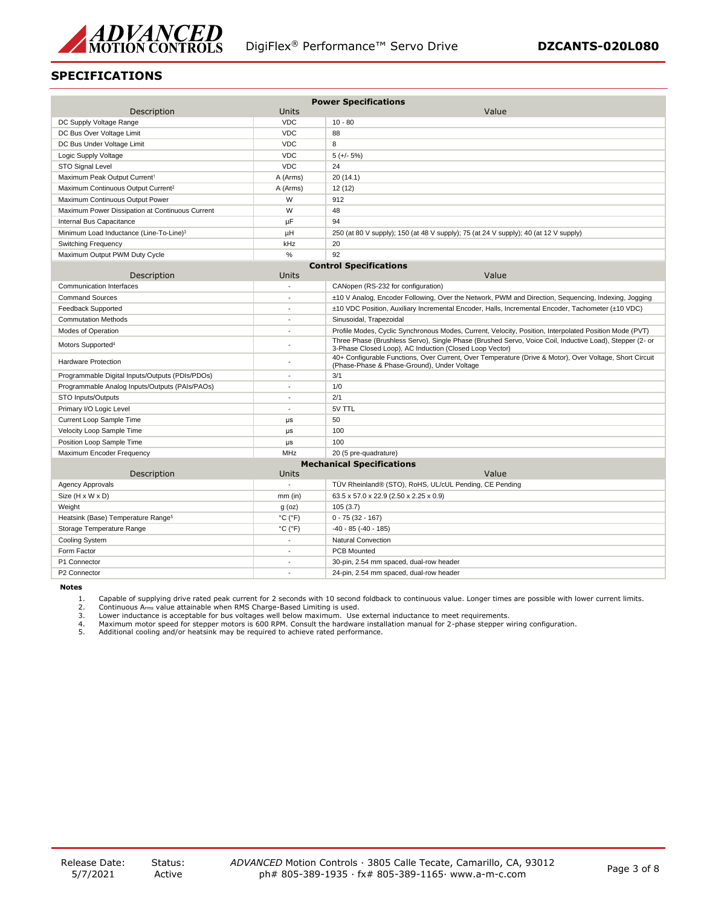## SPECIFICATIONS

| Power Specifications | | |
|---|---|---|
| Description | Units | Value |
| DC Supply Voltage Range | VDC | 10 - 80 |
| DC Bus Over Voltage Limit | VDC | 88 |
| DC Bus Under Voltage Limit | VDC | 8 |
| Logic Supply Voltage | VDC | 5 (+/- 5%) |
| STO Signal Level | VDC | 24 |
| Maximum Peak Output Current[1] | A (Arms) | 20 (14.1) |
| Maximum Continuous Output Current[2] | A (Arms) | 12 (12) |
| Maximum Continuous Output Power | W | 912 |
| Maximum Power Dissipation at Continuous Current | W | 48 |
| Internal Bus Capacitance | μF | 94 |
| Minimum Load Inductance (Line-To-Line)[3] | μH | 250 (at 80 V supply); 150 (at 48 V supply); 75 (at 24 V supply); 40 (at 12 V supply) |
| Switching Frequency | kHz | 20 |
| Maximum Output PWM Duty Cycle | % | 92 |
| **Control Specifications** | | |
| Description | Units | Value |
| Communication Interfaces | - | CANopen (RS-232 for configuration) |
| Command Sources | - | ±10 V Analog, Encoder Following, Over the Network, PWM and Direction, Sequencing, Indexing, Jogging |
| Feedback Supported | - | ±10 VDC Position, Auxiliary Incremental Encoder, Halls, Incremental Encoder, Tachometer (±10 VDC) |
| Commutation Methods | - | Sinusoidal, Trapezoidal |
| Modes of Operation | - | Profile Modes, Cyclic Synchronous Modes, Current, Velocity, Position, Interpolated Position Mode (PVT) |
| Motors Supported[4] | - | Three Phase (Brushless Servo), Single Phase (Brushed Servo, Voice Coil, Inductive Load), Stepper (2- or 3-Phase Closed Loop), AC Induction (Closed Loop Vector) |
| Hardware Protection | - | 40+ Configurable Functions, Over Current, Over Temperature (Drive & Motor), Over Voltage, Short Circuit (Phase-Phase & Phase-Ground), Under Voltage |
| Programmable Digital Inputs/Outputs (PDIs/PDOs) | - | 3/1 |
| Programmable Analog Inputs/Outputs (PAIs/PAOs) | - | 1/0 |
| STO Inputs/Outputs | - | 2/1 |
| Primary I/O Logic Level | - | 5V TTL |
| Current Loop Sample Time | μs | 50 |
| Velocity Loop Sample Time | μs | 100 |
| Position Loop Sample Time | μs | 100 |
| Maximum Encoder Frequency | MHz | 20 (5 pre-quadrature) |
| **Mechanical Specifications** | | |
| Description | Units | Value |
| Agency Approvals | - | TÜV Rheinland® (STO), RoHS, UL/cUL Pending, CE Pending |
| Size (H x W x D) | mm (in) | 63.5 x 57.0 x 22.9 (2.50 x 2.25 x 0.9) |
| Weight | g (oz) | 105 (3.7) |
| Heatsink (Base) Temperature Range[5] | °C (°F) | 0 - 75 (32 - 167) |
| Storage Temperature Range | °C (°F) | -40 - 85 (-40 - 185) |
| Cooling System | - | Natural Convection |
| Form Factor | - | PCB Mounted |
| P1 Connector | - | 30-pin, 2.54 mm spaced, dual-row header |
| P2 Connector | - | 24-pin, 2.54 mm spaced, dual-row header |

**Notes**

1. Capable of supplying drive rated peak current for 2 seconds with 10 second foldback to continuous value. Longer times are possible with lower current limits.
2. Continuous $A_{rms}$ value attainable when RMS Charge-Based Limiting is used.
3. Lower inductance is acceptable for bus voltages well below maximum. Use external inductance to meet requirements.
4. Maximum motor speed for stepper motors is 600 RPM. Consult the hardware installation manual for 2-phase stepper wiring configuration.
5. Additional cooling and/or heatsink may be required to achieve rated performance.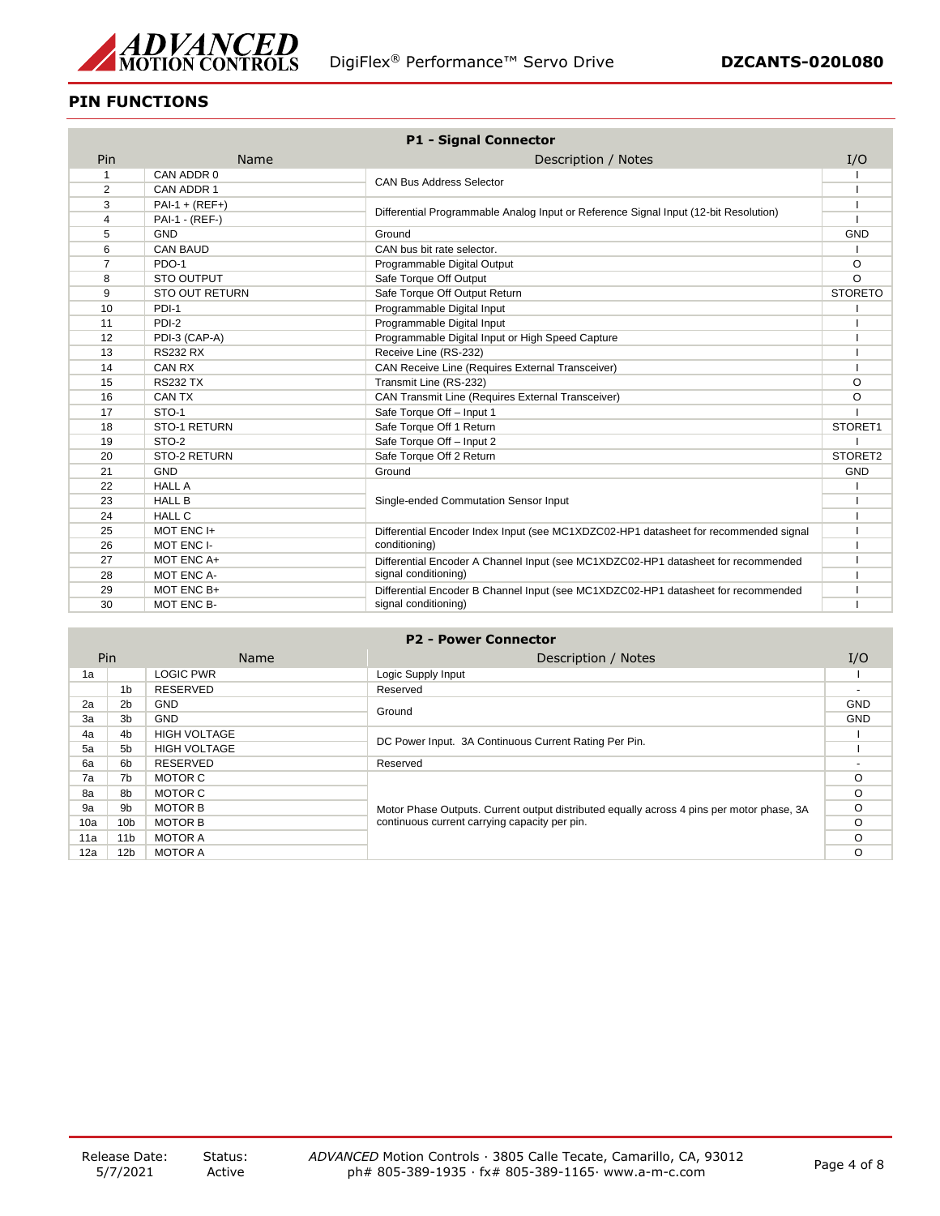## PIN FUNCTIONS

| P1 - Signal Connector | | | |
|---|---|---|---|
| Pin | Name | Description / Notes | I/O |
| 1 | CAN ADDR 0 | CAN Bus Address Selector | I |
| 2 | CAN ADDR 1 | | I |
| 3 | PAI-1 + (REF+) | Differential Programmable Analog Input or Reference Signal Input (12-bit Resolution) | I |
| 4 | PAI-1 - (REF-) | | I |
| 5 | GND | Ground | GND |
| 6 | CAN BAUD | CAN bus bit rate selector. | I |
| 7 | PDO-1 | Programmable Digital Output | O |
| 8 | STO OUTPUT | Safe Torque Off Output | O |
| 9 | STO OUT RETURN | Safe Torque Off Output Return | STORETO |
| 10 | PDI-1 | Programmable Digital Input | I |
| 11 | PDI-2 | Programmable Digital Input | I |
| 12 | PDI-3 (CAP-A) | Programmable Digital Input or High Speed Capture | I |
| 13 | RS232 RX | Receive Line (RS-232) | I |
| 14 | CAN RX | CAN Receive Line (Requires External Transceiver) | I |
| 15 | RS232 TX | Transmit Line (RS-232) | O |
| 16 | CAN TX | CAN Transmit Line (Requires External Transceiver) | O |
| 17 | STO-1 | Safe Torque Off – Input 1 | I |
| 18 | STO-1 RETURN | Safe Torque Off 1 Return | STORET1 |
| 19 | STO-2 | Safe Torque Off – Input 2 | I |
| 20 | STO-2 RETURN | Safe Torque Off 2 Return | STORET2 |
| 21 | GND | Ground | GND |
| 22 | HALL A | Single-ended Commutation Sensor Input | I |
| 23 | HALL B | | I |
| 24 | HALL C | | I |
| 25 | MOT ENC I+ | Differential Encoder Index Input (see MC1XDZC02-HP1 datasheet for recommended signal conditioning) | I |
| 26 | MOT ENC I- | | I |
| 27 | MOT ENC A+ | Differential Encoder A Channel Input (see MC1XDZC02-HP1 datasheet for recommended signal conditioning) | I |
| 28 | MOT ENC A- | | I |
| 29 | MOT ENC B+ | Differential Encoder B Channel Input (see MC1XDZC02-HP1 datasheet for recommended signal conditioning) | I |
| 30 | MOT ENC B- | | I |

| P2 - Power Connector | | | | |
|---|---|---|---|---|
| Pin | | Name | Description / Notes | I/O |
| 1a | | LOGIC PWR | Logic Supply Input | I |
| | 1b | RESERVED | Reserved | - |
| 2a | 2b | GND | Ground | GND |
| 3a | 3b | GND | | GND |
| 4a | 4b | HIGH VOLTAGE | DC Power Input. 3A Continuous Current Rating Per Pin. | I |
| 5a | 5b | HIGH VOLTAGE | | I |
| 6a | 6b | RESERVED | Reserved | - |
| 7a | 7b | MOTOR C | Motor Phase Outputs. Current output distributed equally across 4 pins per motor phase, 3A continuous current carrying capacity per pin. | O |
| 8a | 8b | MOTOR C | | O |
| 9a | 9b | MOTOR B | | O |
| 10a | 10b | MOTOR B | | O |
| 11a | 11b | MOTOR A | | O |
| 12a | 12b | MOTOR A | | O |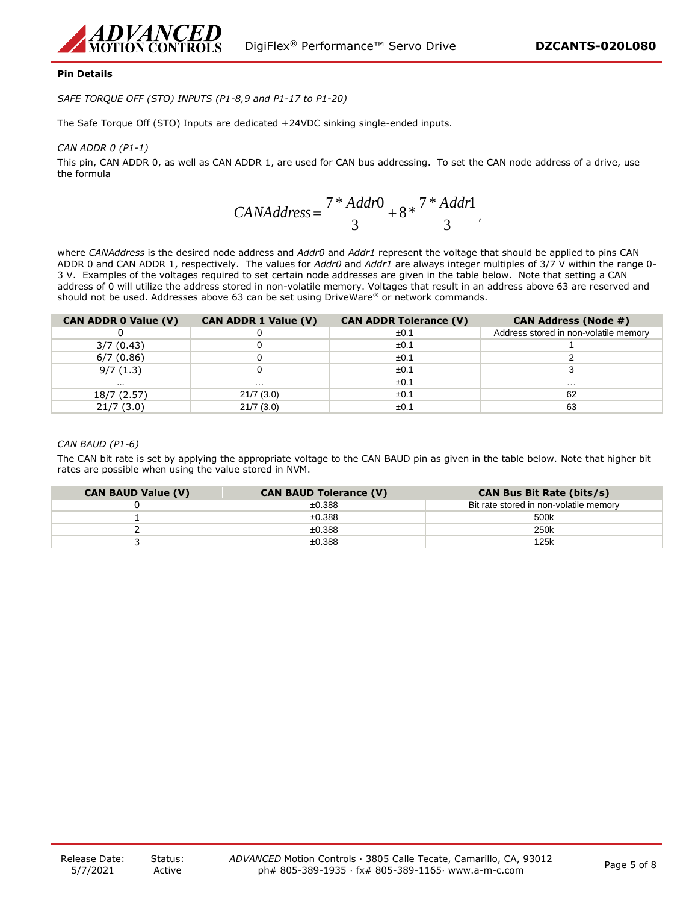**Pin Details**

*SAFE TORQUE OFF (STO) INPUTS (P1-8,9 and P1-17 to P1-20)*

The Safe Torque Off (STO) Inputs are dedicated +24VDC sinking single-ended inputs.

*CAN ADDR 0 (P1-1)*

This pin, CAN ADDR 0, as well as CAN ADDR 1, are used for CAN bus addressing. To set the CAN node address of a drive, use the formula

$$CANAddress = \frac{7 * Addr0}{3} + 8 * \frac{7 * Addr1}{3},$$

where *CANAddress* is the desired node address and *Addr0* and *Addr1* represent the voltage that should be applied to pins CAN ADDR 0 and CAN ADDR 1, respectively. The values for *Addr0* and *Addr1* are always integer multiples of 3/7 V within the range 0-3 V. Examples of the voltages required to set certain node addresses are given in the table below. Note that setting a CAN address of 0 will utilize the address stored in non-volatile memory. Voltages that result in an address above 63 are reserved and should not be used. Addresses above 63 can be set using DriveWare® or network commands.

| CAN ADDR 0 Value (V) | CAN ADDR 1 Value (V) | CAN ADDR Tolerance (V) | CAN Address (Node #) |
|---|---|---|---|
| 0 | 0 | ±0.1 | Address stored in non-volatile memory |
| 3/7 (0.43) | 0 | ±0.1 | 1 |
| 6/7 (0.86) | 0 | ±0.1 | 2 |
| 9/7 (1.3) | 0 | ±0.1 | 3 |
| ... | ... | ±0.1 | ... |
| 18/7 (2.57) | 21/7 (3.0) | ±0.1 | 62 |
| 21/7 (3.0) | 21/7 (3.0) | ±0.1 | 63 |

*CAN BAUD (P1-6)*

The CAN bit rate is set by applying the appropriate voltage to the CAN BAUD pin as given in the table below. Note that higher bit rates are possible when using the value stored in NVM.

| CAN BAUD Value (V) | CAN BAUD Tolerance (V) | CAN Bus Bit Rate (bits/s) |
|---|---|---|
| 0 | ±0.388 | Bit rate stored in non-volatile memory |
| 1 | ±0.388 | 500k |
| 2 | ±0.388 | 250k |
| 3 | ±0.388 | 125k |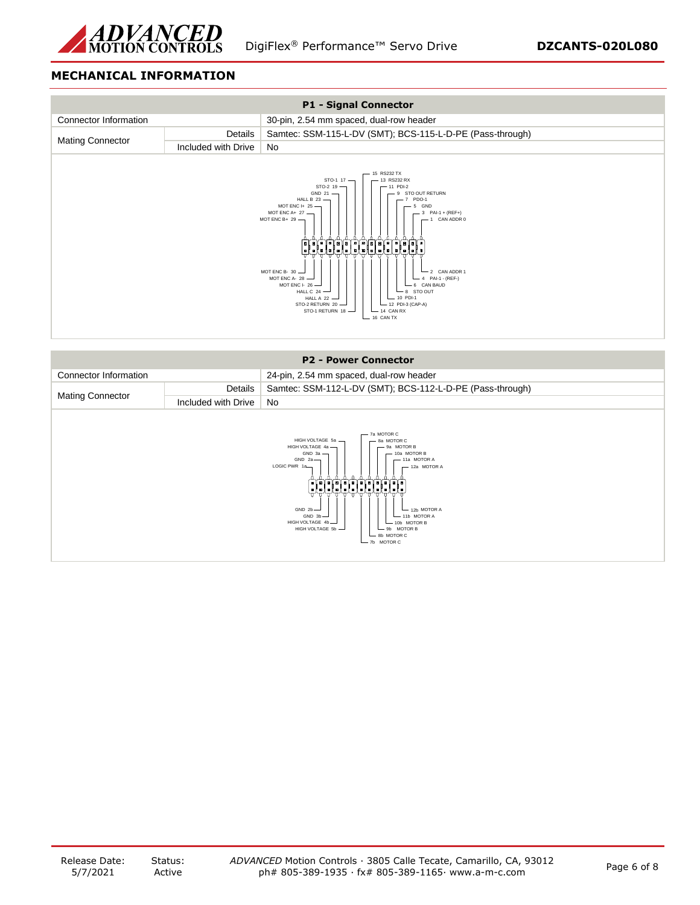## MECHANICAL INFORMATION

| P1 - Signal Connector | | |
|---|---|---|
| Connector Information | | 30-pin, 2.54 mm spaced, dual-row header |
| Mating Connector | Details | Samtec: SSM-115-L-DV (SMT); BCS-115-L-D-PE (Pass-through) |
| | Included with Drive | No |

15 RS232 TX
STO-1 17
13 RS232 RX
STO-2 19
11 PDI-2
GND 21
9 STO OUT RETURN
HALL B 23
7 PDO-1
MOT ENC I+ 25
5 GND
MOT ENC A+ 27
3 PAI-1 + (REF+)
MOT ENC B+ 29
1 CAN ADDR 0

MOT ENC B- 30
2 CAN ADDR 1
MOT ENC A- 28
4 PAI-1 - (REF-)
MOT ENC I- 26
6 CAN BAUD
HALL C 24
8 STO OUT
HALL A 22
10 PDI-1
STO-2 RETURN 20
12 PDI-3 (CAP-A)
STO-1 RETURN 18
14 CAN RX
16 CAN TX

| P2 - Power Connector | | |
|---|---|---|
| Connector Information | | 24-pin, 2.54 mm spaced, dual-row header |
| Mating Connector | Details | Samtec: SSM-112-L-DV (SMT); BCS-112-L-D-PE (Pass-through) |
| | Included with Drive | No |

7a MOTOR C
HIGH VOLTAGE 5a
8a MOTOR C
HIGH VOLTAGE 4a
9a MOTOR B
GND 3a
10a MOTOR B
GND 2a
11a MOTOR A
LOGIC PWR 1a
12a MOTOR A

GND 2b
12b MOTOR A
GND 3b
11b MOTOR A
HIGH VOLTAGE 4b
10b MOTOR B
HIGH VOLTAGE 5b
9b MOTOR B
8b MOTOR C
7b MOTOR C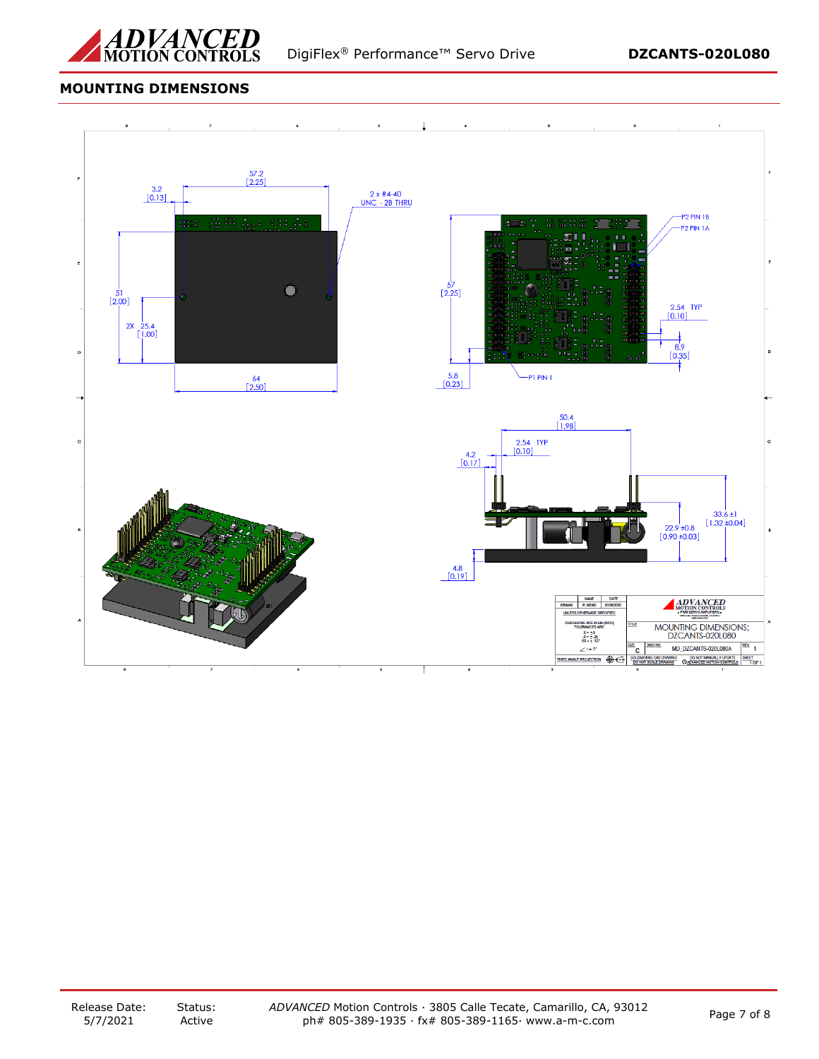## MOUNTING DIMENSIONS

57.2
[2.25]

3.2
[0.13]

2 x #4-40
UNC - 2B THRU

51
[2.00]

2X 25.4
[1.00]

64
[2.50]

57
[2.25]

P2 PIN 1B

P2 PIN 1A

2.54 TYP
[0.10]

8.9
[0.35]

5.8
[0.23]

P1 PIN 1

50.4
[1.98]

2.54 TYP
[0.10]

4.2
[0.17]

33.6 ±1
[1.32 ±0.04]

22.9 ±0.8
[0.90 ±0.03]

4.8
[0.19]

| | NAME | DATE |
|---|---|---|
| DRAWN | P. NEAD | 07/08/2020 |

UNLESS OTHERWISE SPECIFIED:

DIMENSIONS ARE IN MM [INCH]
TOLERANCES ARE:
X = ±.5
.X = ±.25
.XX = ±.127
∠ = ±.5°

THIRD ANGLE PROJECTION

TITLE: MOUNTING DIMENSIONS; DZCANTS-020L080

SIZE: C | DWG NO.: MD_DZCANTS-020L080A | REV: 1

SOLIDWORKS CAD DRAWING DO NOT SCALE DRAWING | DO NOT MANUALLY UPDATE ©ADVANCED MOTION CONTROLS | SHEET 1 OF 1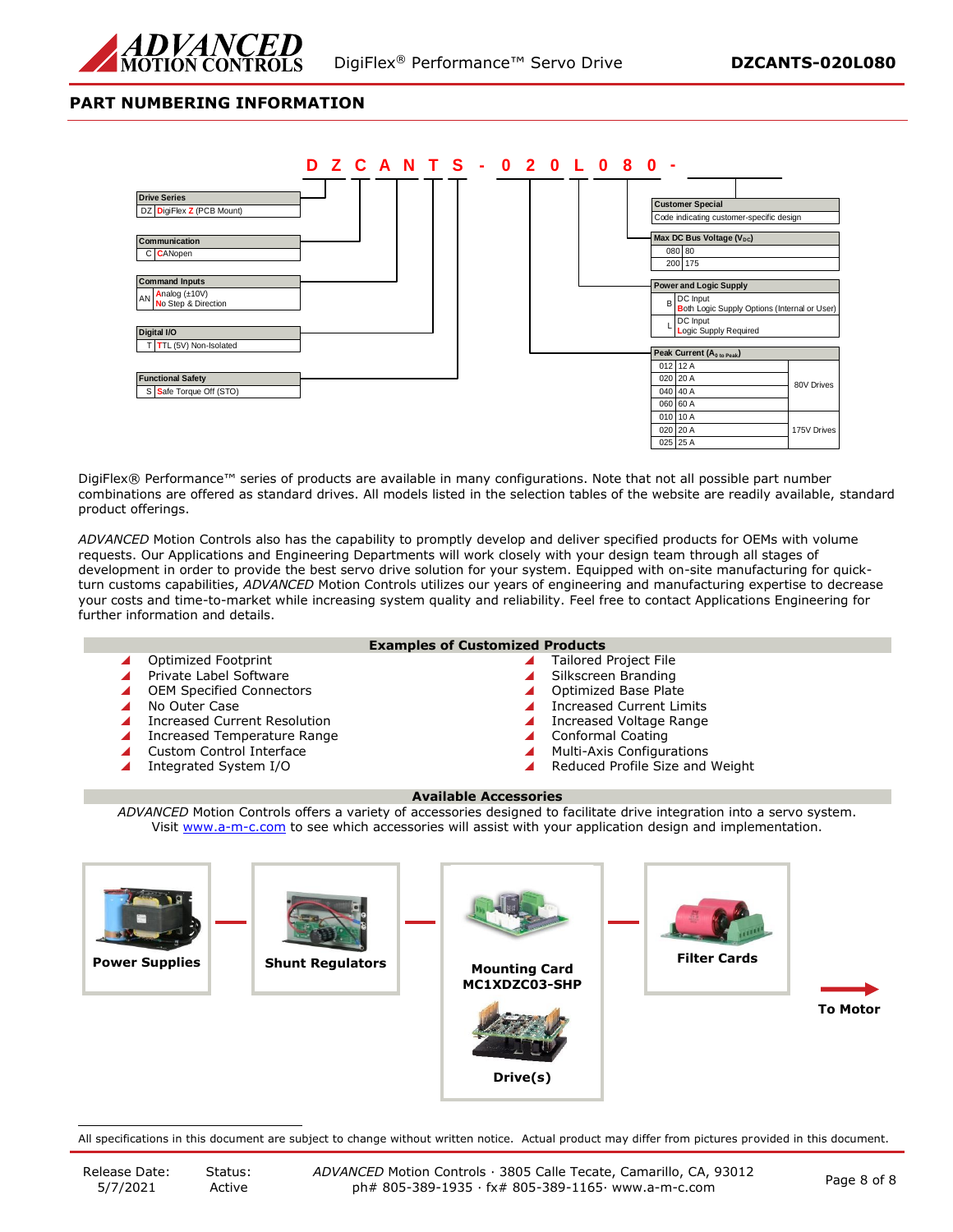## PART NUMBERING INFORMATION

D Z C A N T S - 0 2 0 L 0 8 0 - ______

| Drive Series | |
|---|---|
| DZ | DigiFlex Z (PCB Mount) |

| Communication | |
|---|---|
| C | CANopen |

| Command Inputs | |
|---|---|
| AN | Analog (±10V) No Step & Direction |

| Digital I/O | |
|---|---|
| T | TTL (5V) Non-Isolated |

| Functional Safety | |
|---|---|
| S | Safe Torque Off (STO) |

| Customer Special |
|---|
| Code indicating customer-specific design |

| Max DC Bus Voltage ($V_{DC}$) | |
|---|---|
| 080 | 80 |
| 200 | 175 |

| Power and Logic Supply | |
|---|---|
| B | DC Input Both Logic Supply Options (Internal or User) |
| L | DC Input Logic Supply Required |

| Peak Current ($A_{0\ to\ Peak}$) | | |
|---|---|---|
| 012 | 12 A | 80V Drives |
| 020 | 20 A | 80V Drives |
| 040 | 40 A | 80V Drives |
| 060 | 60 A | 80V Drives |
| 010 | 10 A | 175V Drives |
| 020 | 20 A | 175V Drives |
| 025 | 25 A | 175V Drives |

DigiFlex® Performance™ series of products are available in many configurations. Note that not all possible part number combinations are offered as standard drives. All models listed in the selection tables of the website are readily available, standard product offerings.

*ADVANCED* Motion Controls also has the capability to promptly develop and deliver specified products for OEMs with volume requests. Our Applications and Engineering Departments will work closely with your design team through all stages of development in order to provide the best servo drive solution for your system. Equipped with on-site manufacturing for quick-turn customs capabilities, *ADVANCED* Motion Controls utilizes our years of engineering and manufacturing expertise to decrease your costs and time-to-market while increasing system quality and reliability. Feel free to contact Applications Engineering for further information and details.

### Examples of Customized Products

- Optimized Footprint
- Private Label Software
- OEM Specified Connectors
- No Outer Case
- Increased Current Resolution
- Increased Temperature Range
- Custom Control Interface
- Integrated System I/O
- Tailored Project File
- Silkscreen Branding
- Optimized Base Plate
- Increased Current Limits
- Increased Voltage Range
- Conformal Coating
- Multi-Axis Configurations
- Reduced Profile Size and Weight

### Available Accessories

*ADVANCED* Motion Controls offers a variety of accessories designed to facilitate drive integration into a servo system. Visit www.a-m-c.com to see which accessories will assist with your application design and implementation.

**Power Supplies** — **Shunt Regulators** — **Mounting Card MC1XDZC03-SHP** / **Drive(s)** — **Filter Cards** → **To Motor**

All specifications in this document are subject to change without written notice. Actual product may differ from pictures provided in this document.

Release Date: 5/7/2021 Status: Active *ADVANCED* Motion Controls · 3805 Calle Tecate, Camarillo, CA, 93012 ph# 805-389-1935 · fx# 805-389-1165· www.a-m-c.com